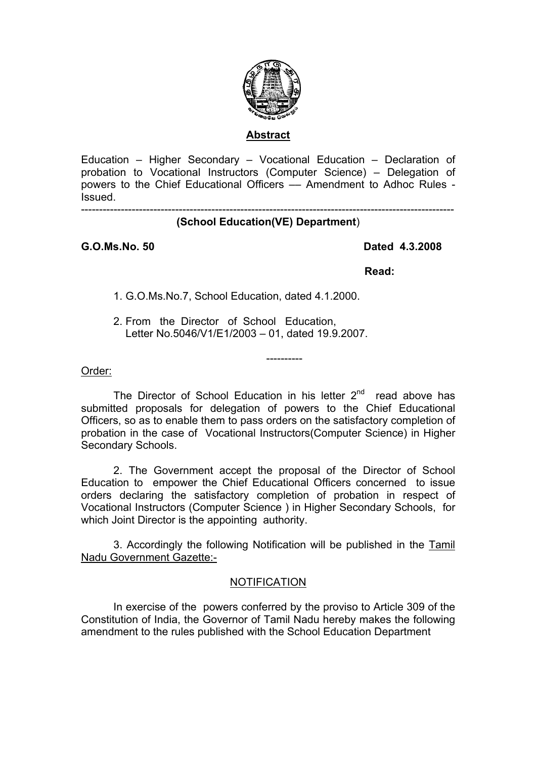## Abstract

Education – Higher Secondary – Vocational Education – Declaration of probation to Vocational Instructors (Computer Science) – Delegation of powers to the Chief Educational Officers –– Amendment to Adhoc Rules - Issued.

---

**(School Education(VE) Department**)

**G.O.Ms.No. 50** **Dated 4.3.2008**

**Read:**

1. G.O.Ms.No.7, School Education, dated 4.1.2000.
2. From the Director of School Education, Letter No.5046/V1/E1/2003 – 01, dated 19.9.2007.

----------

Order:

The Director of School Education in his letter 2nd read above has submitted proposals for delegation of powers to the Chief Educational Officers, so as to enable them to pass orders on the satisfactory completion of probation in the case of Vocational Instructors(Computer Science) in Higher Secondary Schools.

2. The Government accept the proposal of the Director of School Education to empower the Chief Educational Officers concerned to issue orders declaring the satisfactory completion of probation in respect of Vocational Instructors (Computer Science ) in Higher Secondary Schools, for which Joint Director is the appointing authority.

3. Accordingly the following Notification will be published in the Tamil Nadu Government Gazette:-

NOTIFICATION

In exercise of the powers conferred by the proviso to Article 309 of the Constitution of India, the Governor of Tamil Nadu hereby makes the following amendment to the rules published with the School Education Department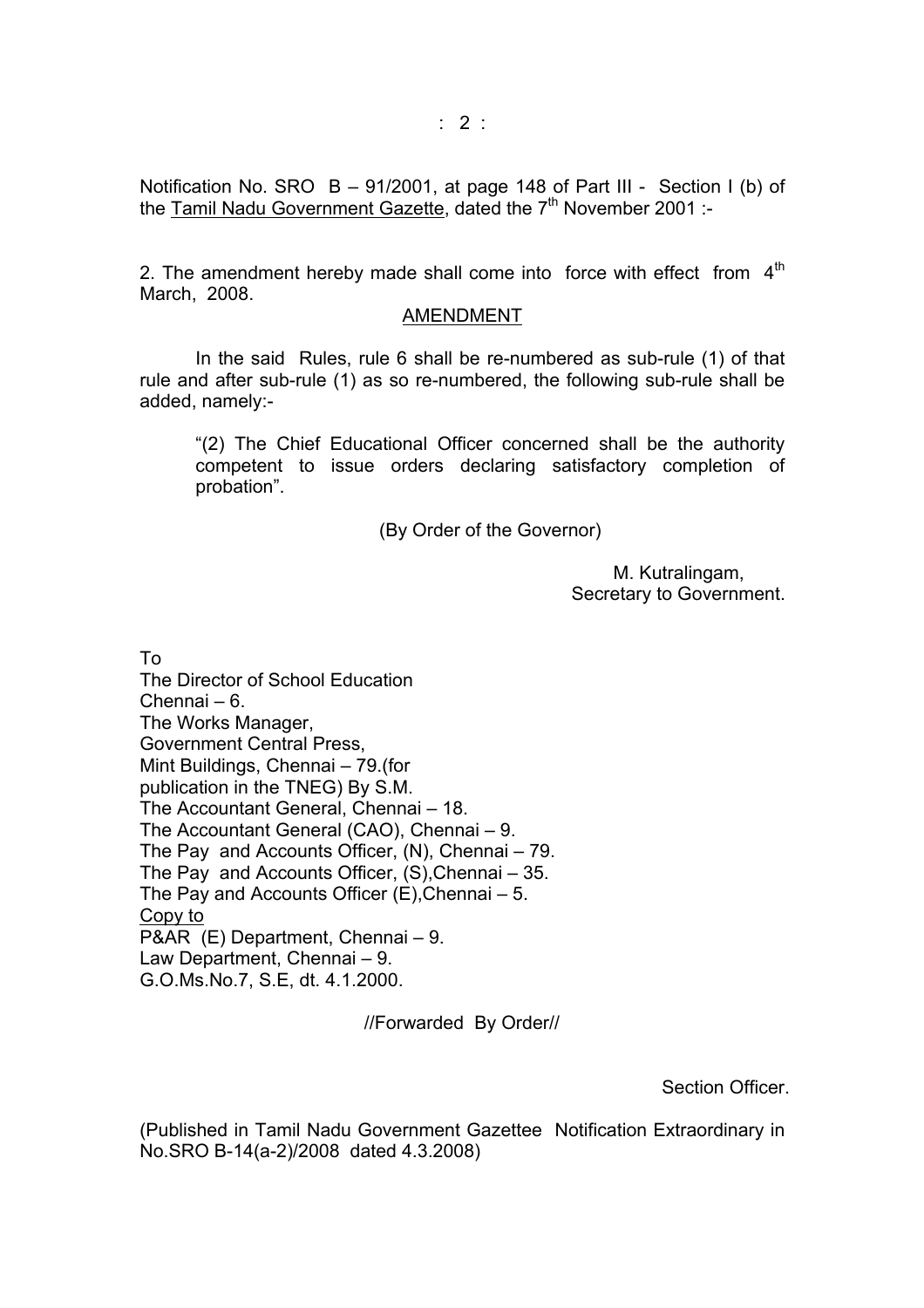Notification No. SRO B – 91/2001, at page 148 of Part III - Section I (b) of the Tamil Nadu Government Gazette, dated the 7th November 2001 :-

2. The amendment hereby made shall come into force with effect from 4th March, 2008.

AMENDMENT

In the said Rules, rule 6 shall be re-numbered as sub-rule (1) of that rule and after sub-rule (1) as so re-numbered, the following sub-rule shall be added, namely:-

> "(2) The Chief Educational Officer concerned shall be the authority competent to issue orders declaring satisfactory completion of probation".

(By Order of the Governor)

M. Kutralingam,
Secretary to Government.

To
The Director of School Education
Chennai – 6.
The Works Manager,
Government Central Press,
Mint Buildings, Chennai – 79.(for publication in the TNEG) By S.M.
The Accountant General, Chennai – 18.
The Accountant General (CAO), Chennai – 9.
The Pay and Accounts Officer, (N), Chennai – 79.
The Pay and Accounts Officer, (S),Chennai – 35.
The Pay and Accounts Officer (E),Chennai – 5.
Copy to
P&AR (E) Department, Chennai – 9.
Law Department, Chennai – 9.
G.O.Ms.No.7, S.E, dt. 4.1.2000.

//Forwarded By Order//

Section Officer.

(Published in Tamil Nadu Government Gazettee Notification Extraordinary in No.SRO B-14(a-2)/2008 dated 4.3.2008)